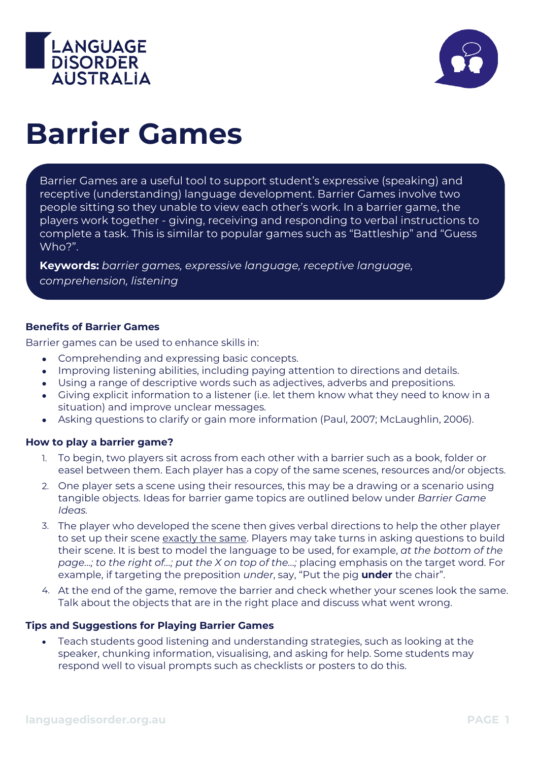# Barrier Games

Barrier Games are a useful tool to support student's expressive (speaking) and receptive (understanding) language development. Barrier Games involve two people sitting so they unable to view each other's work. In a barrier game, the players work together - giving, receiving and responding to verbal instructions to complete a task. This is similar to popular games such as "Battleship" and "Guess Who?".

**Keywords:** *barrier games, expressive language, receptive language, comprehension, listening*

### Benefits of Barrier Games

Barrier games can be used to enhance skills in:

- Comprehending and expressing basic concepts.
- Improving listening abilities, including paying attention to directions and details.
- Using a range of descriptive words such as adjectives, adverbs and prepositions.
- Giving explicit information to a listener (i.e. let them know what they need to know in a situation) and improve unclear messages.
- Asking questions to clarify or gain more information (Paul, 2007; McLaughlin, 2006).

### How to play a barrier game?

1. To begin, two players sit across from each other with a barrier such as a book, folder or easel between them. Each player has a copy of the same scenes, resources and/or objects.
2. One player sets a scene using their resources, this may be a drawing or a scenario using tangible objects. Ideas for barrier game topics are outlined below under *Barrier Game Ideas.*
3. The player who developed the scene then gives verbal directions to help the other player to set up their scene <u>exactly the same</u>. Players may take turns in asking questions to build their scene. It is best to model the language to be used, for example, *at the bottom of the page...; to the right of...; put the X on top of the...;* placing emphasis on the target word. For example, if targeting the preposition *under*, say, "Put the pig **under** the chair".
4. At the end of the game, remove the barrier and check whether your scenes look the same. Talk about the objects that are in the right place and discuss what went wrong.

### Tips and Suggestions for Playing Barrier Games

- Teach students good listening and understanding strategies, such as looking at the speaker, chunking information, visualising, and asking for help. Some students may respond well to visual prompts such as checklists or posters to do this.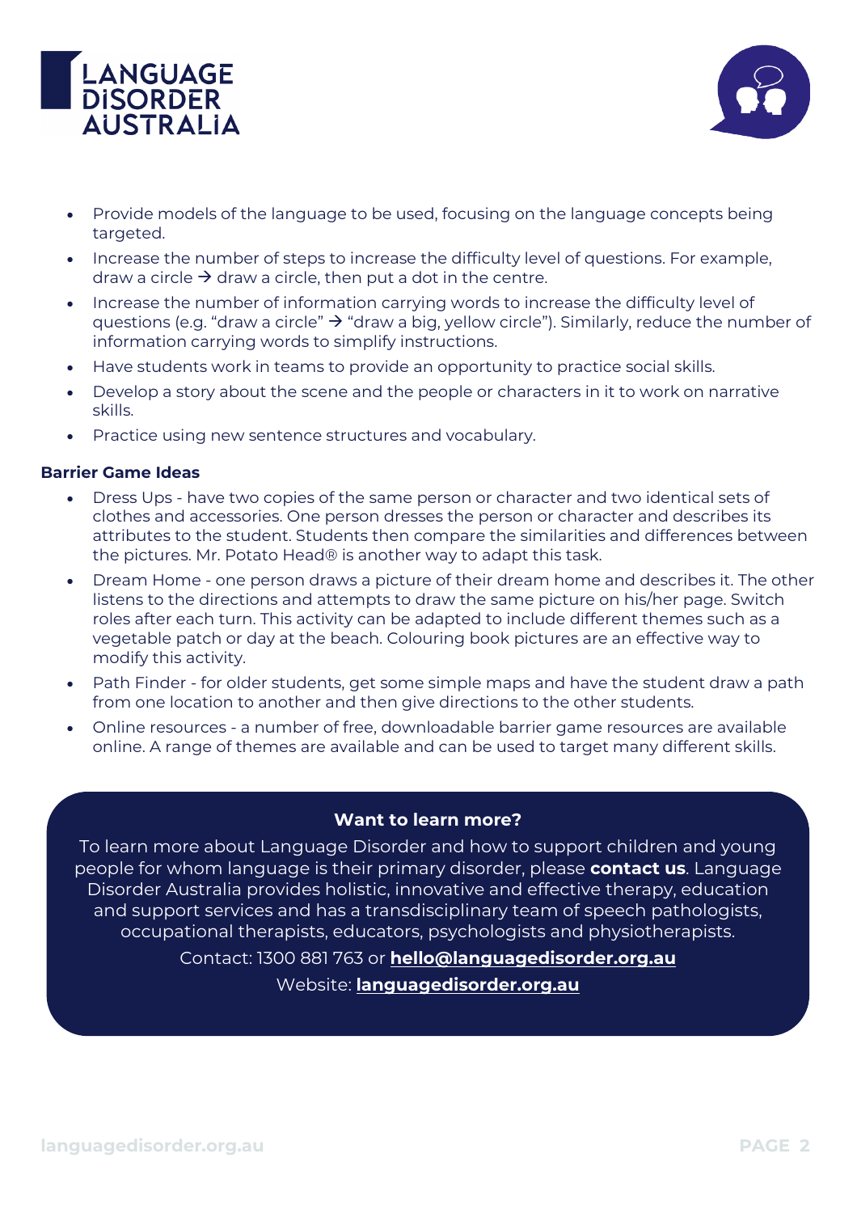- Provide models of the language to be used, focusing on the language concepts being targeted.
- Increase the number of steps to increase the difficulty level of questions. For example, draw a circle → draw a circle, then put a dot in the centre.
- Increase the number of information carrying words to increase the difficulty level of questions (e.g. "draw a circle" → "draw a big, yellow circle"). Similarly, reduce the number of information carrying words to simplify instructions.
- Have students work in teams to provide an opportunity to practice social skills.
- Develop a story about the scene and the people or characters in it to work on narrative skills.
- Practice using new sentence structures and vocabulary.

**Barrier Game Ideas**

- Dress Ups - have two copies of the same person or character and two identical sets of clothes and accessories. One person dresses the person or character and describes its attributes to the student. Students then compare the similarities and differences between the pictures. Mr. Potato Head® is another way to adapt this task.
- Dream Home - one person draws a picture of their dream home and describes it. The other listens to the directions and attempts to draw the same picture on his/her page. Switch roles after each turn. This activity can be adapted to include different themes such as a vegetable patch or day at the beach. Colouring book pictures are an effective way to modify this activity.
- Path Finder - for older students, get some simple maps and have the student draw a path from one location to another and then give directions to the other students.
- Online resources - a number of free, downloadable barrier game resources are available online. A range of themes are available and can be used to target many different skills.

**Want to learn more?**

To learn more about Language Disorder and how to support children and young people for whom language is their primary disorder, please **contact us**. Language Disorder Australia provides holistic, innovative and effective therapy, education and support services and has a transdisciplinary team of speech pathologists, occupational therapists, educators, psychologists and physiotherapists.

Contact: 1300 881 763 or **hello@languagedisorder.org.au**

Website: **languagedisorder.org.au**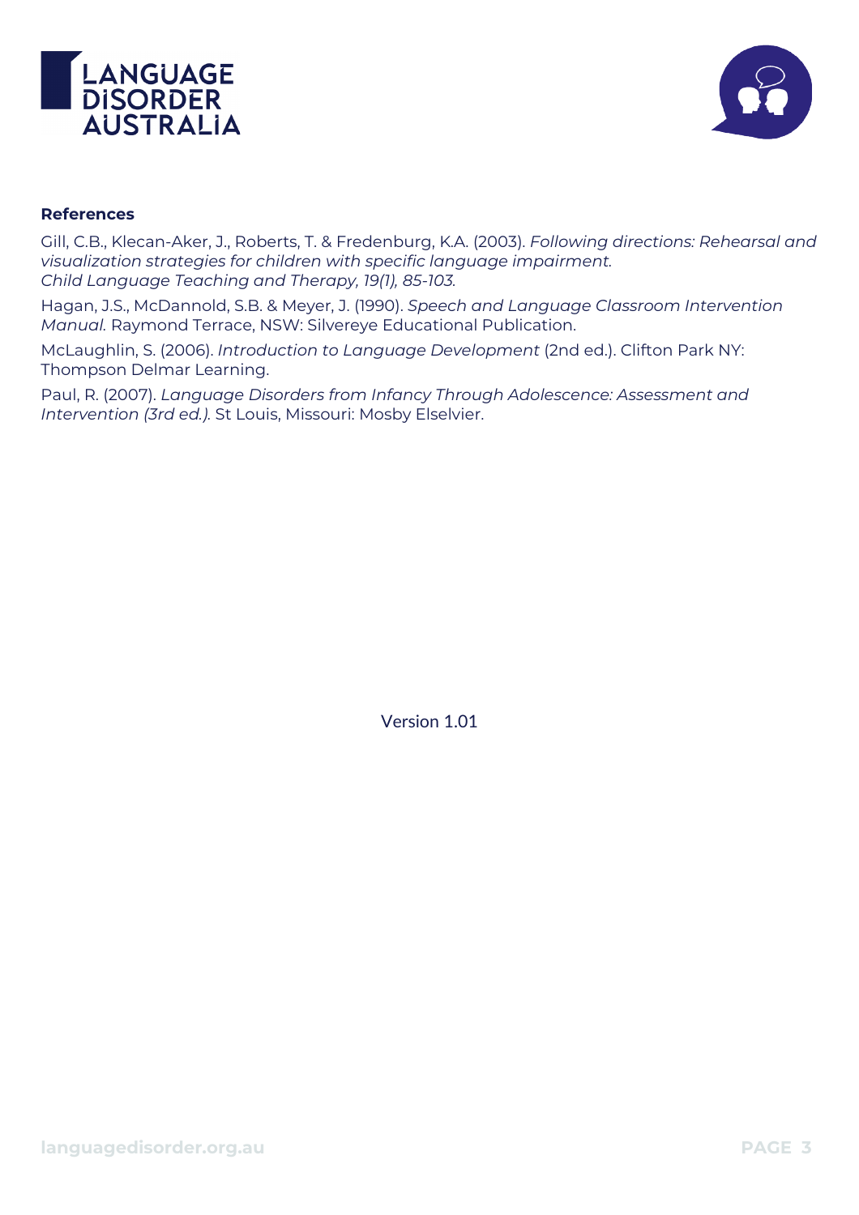**References**

Gill, C.B., Klecan-Aker, J., Roberts, T. & Fredenburg, K.A. (2003). *Following directions: Rehearsal and visualization strategies for children with specific language impairment. Child Language Teaching and Therapy, 19(1), 85-103.*

Hagan, J.S., McDannold, S.B. & Meyer, J. (1990). *Speech and Language Classroom Intervention Manual.* Raymond Terrace, NSW: Silvereye Educational Publication.

McLaughlin, S. (2006). *Introduction to Language Development* (2nd ed.). Clifton Park NY: Thompson Delmar Learning.

Paul, R. (2007). *Language Disorders from Infancy Through Adolescence: Assessment and Intervention (3rd ed.).* St Louis, Missouri: Mosby Elselvier.

Version 1.01